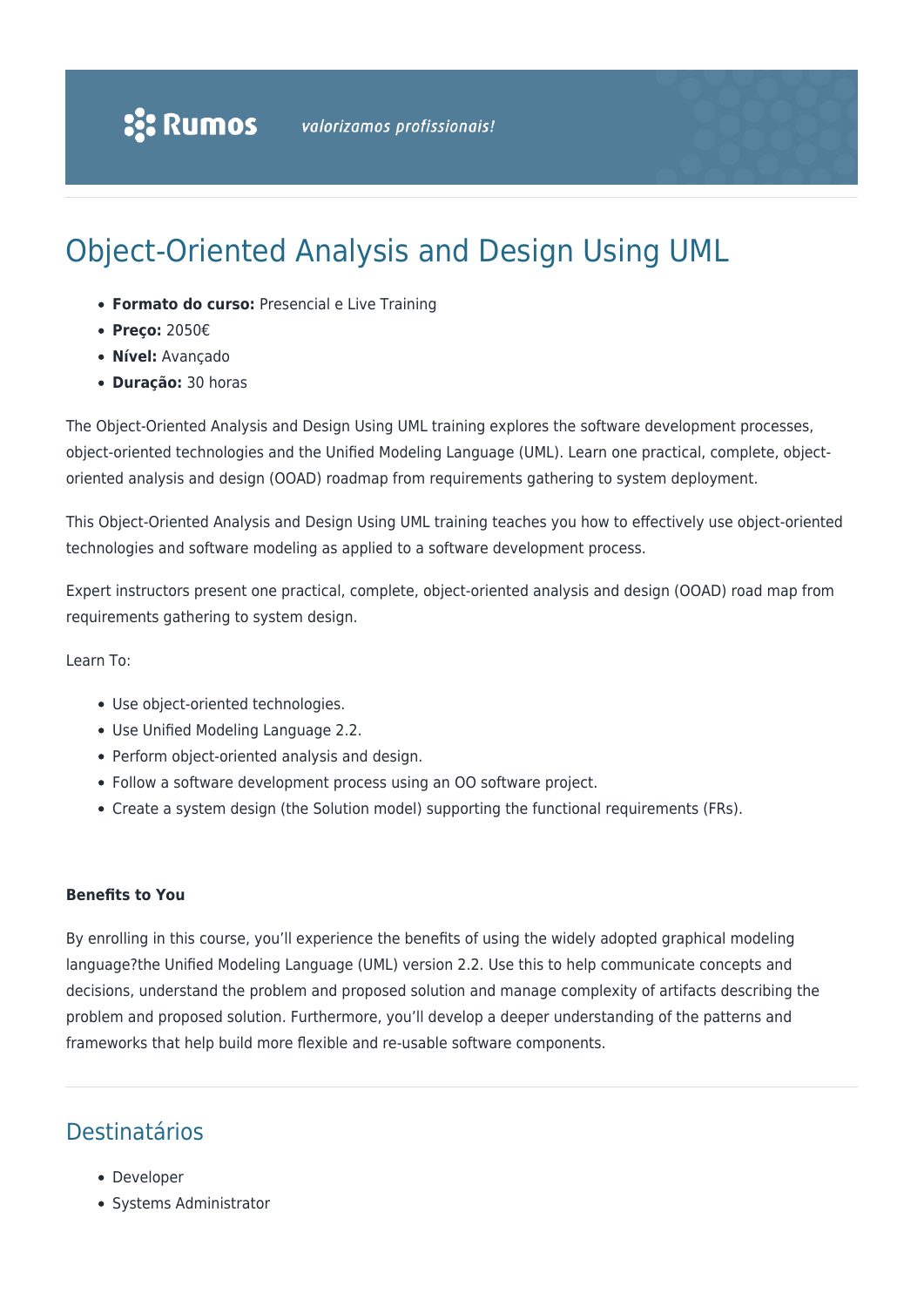# Object-Oriented Analysis and Design Using UML

- **Formato do curso:** Presencial e Live Training
- **Preço:** 2050€
- **Nível:** Avançado
- **Duração:** 30 horas

The Object-Oriented Analysis and Design Using UML training explores the software development processes, object-oriented technologies and the Unified Modeling Language (UML). Learn one practical, complete, object-oriented analysis and design (OOAD) roadmap from requirements gathering to system deployment.

This Object-Oriented Analysis and Design Using UML training teaches you how to effectively use object-oriented technologies and software modeling as applied to a software development process.

Expert instructors present one practical, complete, object-oriented analysis and design (OOAD) road map from requirements gathering to system design.

Learn To:

- Use object-oriented technologies.
- Use Unified Modeling Language 2.2.
- Perform object-oriented analysis and design.
- Follow a software development process using an OO software project.
- Create a system design (the Solution model) supporting the functional requirements (FRs).

**Benefits to You**

By enrolling in this course, you'll experience the benefits of using the widely adopted graphical modeling language?the Unified Modeling Language (UML) version 2.2. Use this to help communicate concepts and decisions, understand the problem and proposed solution and manage complexity of artifacts describing the problem and proposed solution. Furthermore, you'll develop a deeper understanding of the patterns and frameworks that help build more flexible and re-usable software components.

## Destinatários

- Developer
- Systems Administrator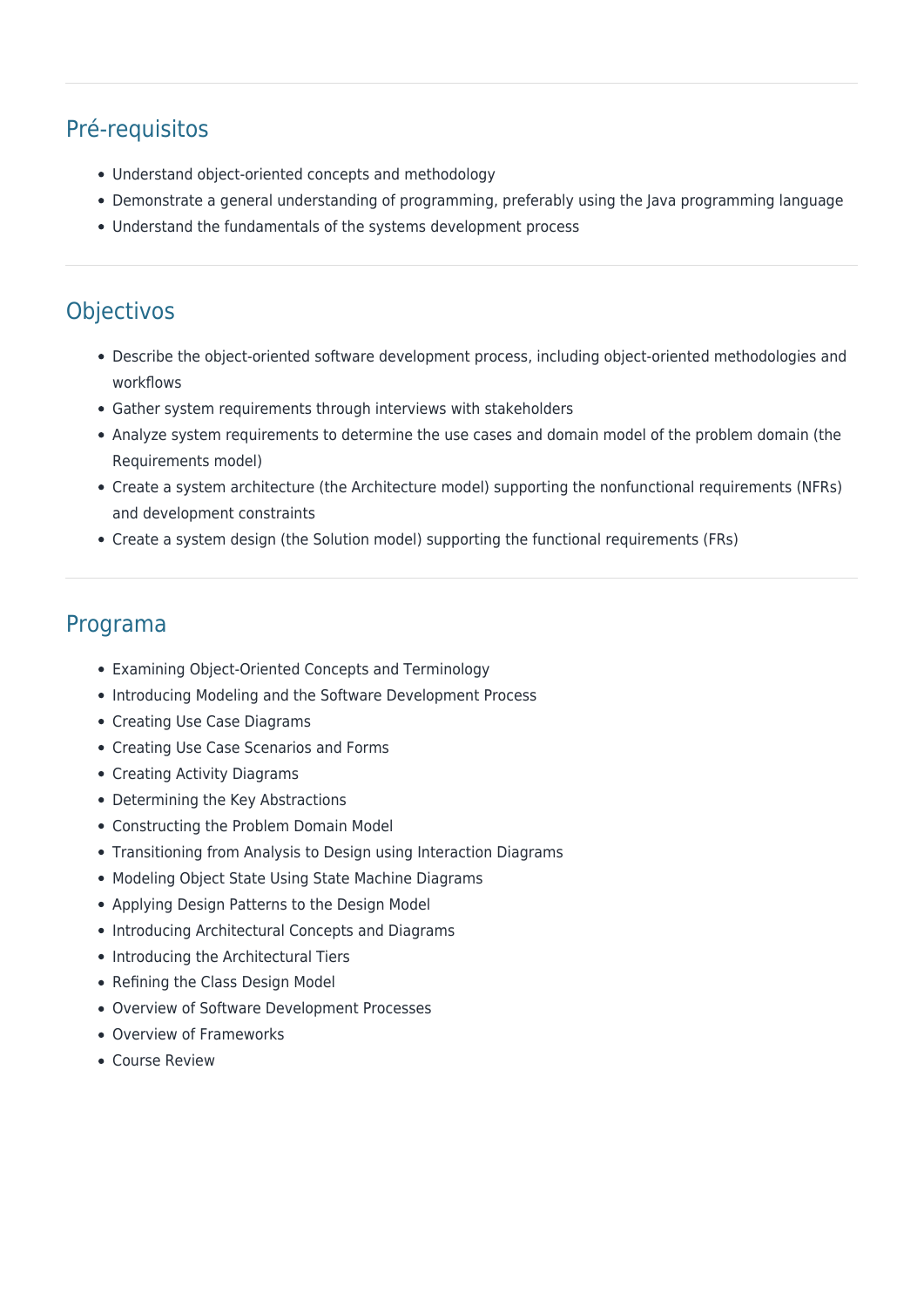## Pré-requisitos

- Understand object-oriented concepts and methodology
- Demonstrate a general understanding of programming, preferably using the Java programming language
- Understand the fundamentals of the systems development process

## Objectivos

- Describe the object-oriented software development process, including object-oriented methodologies and workflows
- Gather system requirements through interviews with stakeholders
- Analyze system requirements to determine the use cases and domain model of the problem domain (the Requirements model)
- Create a system architecture (the Architecture model) supporting the nonfunctional requirements (NFRs) and development constraints
- Create a system design (the Solution model) supporting the functional requirements (FRs)

## Programa

- Examining Object-Oriented Concepts and Terminology
- Introducing Modeling and the Software Development Process
- Creating Use Case Diagrams
- Creating Use Case Scenarios and Forms
- Creating Activity Diagrams
- Determining the Key Abstractions
- Constructing the Problem Domain Model
- Transitioning from Analysis to Design using Interaction Diagrams
- Modeling Object State Using State Machine Diagrams
- Applying Design Patterns to the Design Model
- Introducing Architectural Concepts and Diagrams
- Introducing the Architectural Tiers
- Refining the Class Design Model
- Overview of Software Development Processes
- Overview of Frameworks
- Course Review